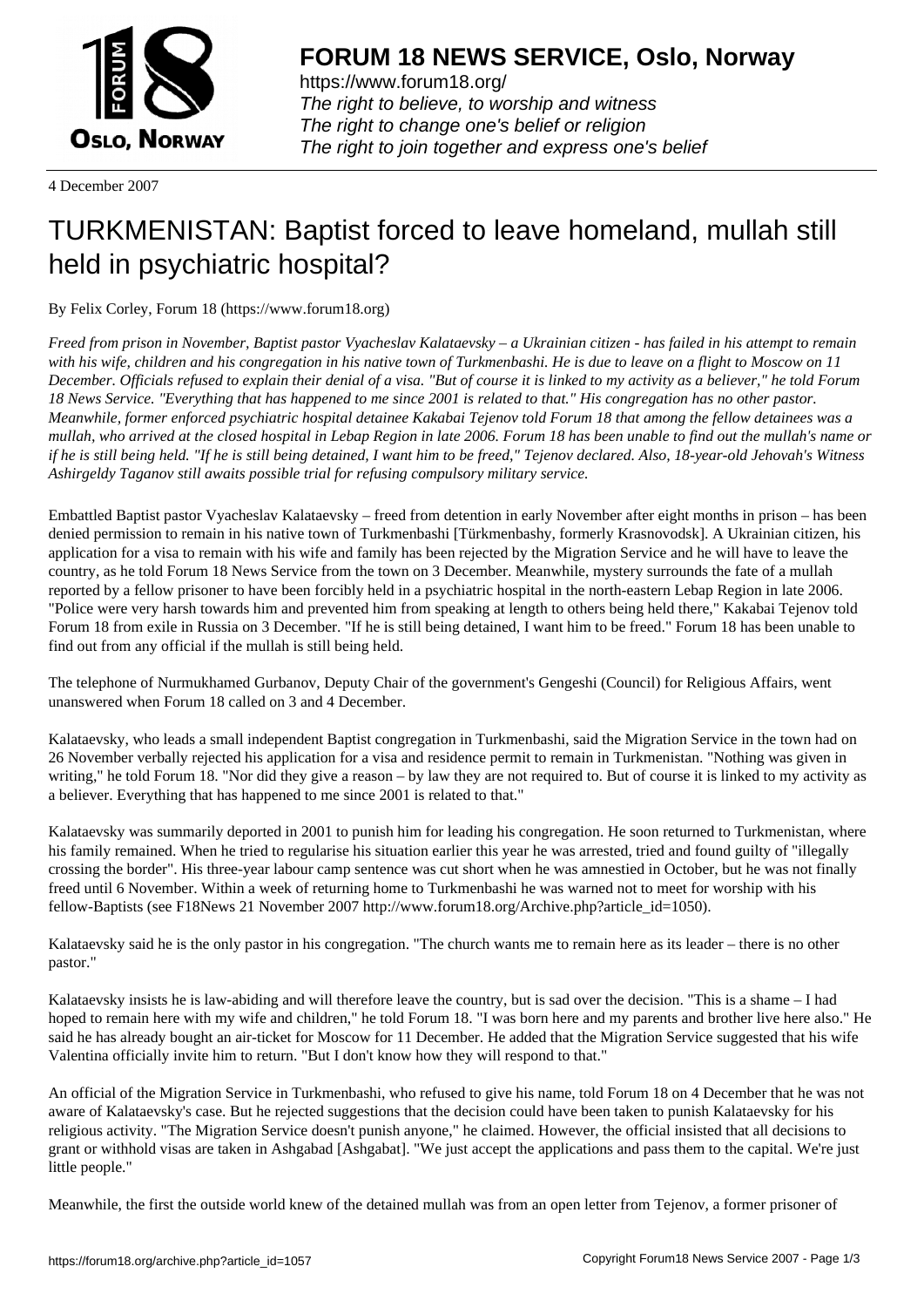**FORUM 18 NEWS SERVICE, Oslo, Norway**

https://www.forum18.org/
*The right to believe, to worship and witness*
*The right to change one's belief or religion*
*The right to join together and express one's belief*

4 December 2007

# TURKMENISTAN: Baptist forced to leave homeland, mullah still held in psychiatric hospital?

By Felix Corley, Forum 18 (https://www.forum18.org)

*Freed from prison in November, Baptist pastor Vyacheslav Kalataevsky – a Ukrainian citizen - has failed in his attempt to remain with his wife, children and his congregation in his native town of Turkmenbashi. He is due to leave on a flight to Moscow on 11 December. Officials refused to explain their denial of a visa. "But of course it is linked to my activity as a believer," he told Forum 18 News Service. "Everything that has happened to me since 2001 is related to that." His congregation has no other pastor. Meanwhile, former enforced psychiatric hospital detainee Kakabai Tejenov told Forum 18 that among the fellow detainees was a mullah, who arrived at the closed hospital in Lebap Region in late 2006. Forum 18 has been unable to find out the mullah's name or if he is still being held. "If he is still being detained, I want him to be freed," Tejenov declared. Also, 18-year-old Jehovah's Witness Ashirgeldy Taganov still awaits possible trial for refusing compulsory military service.*

Embattled Baptist pastor Vyacheslav Kalataevsky – freed from detention in early November after eight months in prison – has been denied permission to remain in his native town of Turkmenbashi [Türkmenbashy, formerly Krasnovodsk]. A Ukrainian citizen, his application for a visa to remain with his wife and family has been rejected by the Migration Service and he will have to leave the country, as he told Forum 18 News Service from the town on 3 December. Meanwhile, mystery surrounds the fate of a mullah reported by a fellow prisoner to have been forcibly held in a psychiatric hospital in the north-eastern Lebap Region in late 2006. "Police were very harsh towards him and prevented him from speaking at length to others being held there," Kakabai Tejenov told Forum 18 from exile in Russia on 3 December. "If he is still being detained, I want him to be freed." Forum 18 has been unable to find out from any official if the mullah is still being held.

The telephone of Nurmukhamed Gurbanov, Deputy Chair of the government's Gengeshi (Council) for Religious Affairs, went unanswered when Forum 18 called on 3 and 4 December.

Kalataevsky, who leads a small independent Baptist congregation in Turkmenbashi, said the Migration Service in the town had on 26 November verbally rejected his application for a visa and residence permit to remain in Turkmenistan. "Nothing was given in writing," he told Forum 18. "Nor did they give a reason – by law they are not required to. But of course it is linked to my activity as a believer. Everything that has happened to me since 2001 is related to that."

Kalataevsky was summarily deported in 2001 to punish him for leading his congregation. He soon returned to Turkmenistan, where his family remained. When he tried to regularise his situation earlier this year he was arrested, tried and found guilty of "illegally crossing the border". His three-year labour camp sentence was cut short when he was amnestied in October, but he was not finally freed until 6 November. Within a week of returning home to Turkmenbashi he was warned not to meet for worship with his fellow-Baptists (see F18News 21 November 2007 http://www.forum18.org/Archive.php?article_id=1050).

Kalataevsky said he is the only pastor in his congregation. "The church wants me to remain here as its leader – there is no other pastor."

Kalataevsky insists he is law-abiding and will therefore leave the country, but is sad over the decision. "This is a shame – I had hoped to remain here with my wife and children," he told Forum 18. "I was born here and my parents and brother live here also." He said he has already bought an air-ticket for Moscow for 11 December. He added that the Migration Service suggested that his wife Valentina officially invite him to return. "But I don't know how they will respond to that."

An official of the Migration Service in Turkmenbashi, who refused to give his name, told Forum 18 on 4 December that he was not aware of Kalataevsky's case. But he rejected suggestions that the decision could have been taken to punish Kalataevsky for his religious activity. "The Migration Service doesn't punish anyone," he claimed. However, the official insisted that all decisions to grant or withhold visas are taken in Ashgabad [Ashgabat]. "We just accept the applications and pass them to the capital. We're just little people."

Meanwhile, the first the outside world knew of the detained mullah was from an open letter from Tejenov, a former prisoner of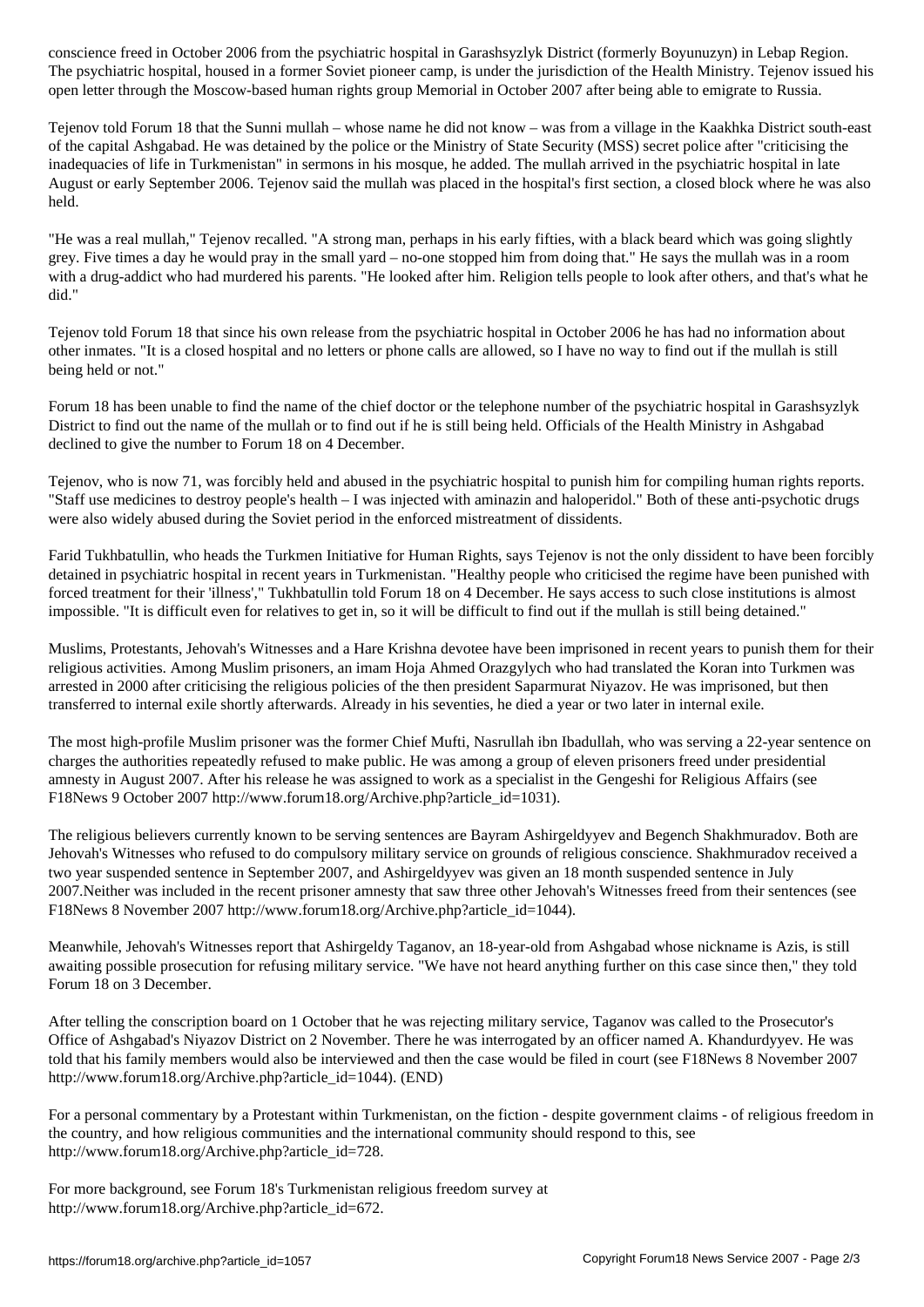conscience freed in October 2006 from the psychiatric hospital in Garashsyzlyk District (formerly Boyunuzyn) in Lebap Region. The psychiatric hospital, housed in a former Soviet pioneer camp, is under the jurisdiction of the Health Ministry. Tejenov issued his open letter through the Moscow-based human rights group Memorial in October 2007 after being able to emigrate to Russia.

Tejenov told Forum 18 that the Sunni mullah – whose name he did not know – was from a village in the Kaakhka District south-east of the capital Ashgabad. He was detained by the police or the Ministry of State Security (MSS) secret police after "criticising the inadequacies of life in Turkmenistan" in sermons in his mosque, he added. The mullah arrived in the psychiatric hospital in late August or early September 2006. Tejenov said the mullah was placed in the hospital's first section, a closed block where he was also held.

"He was a real mullah," Tejenov recalled. "A strong man, perhaps in his early fifties, with a black beard which was going slightly grey. Five times a day he would pray in the small yard – no-one stopped him from doing that." He says the mullah was in a room with a drug-addict who had murdered his parents. "He looked after him. Religion tells people to look after others, and that's what he did."

Tejenov told Forum 18 that since his own release from the psychiatric hospital in October 2006 he has had no information about other inmates. "It is a closed hospital and no letters or phone calls are allowed, so I have no way to find out if the mullah is still being held or not."

Forum 18 has been unable to find the name of the chief doctor or the telephone number of the psychiatric hospital in Garashsyzlyk District to find out the name of the mullah or to find out if he is still being held. Officials of the Health Ministry in Ashgabad declined to give the number to Forum 18 on 4 December.

Tejenov, who is now 71, was forcibly held and abused in the psychiatric hospital to punish him for compiling human rights reports. "Staff use medicines to destroy people's health – I was injected with aminazin and haloperidol." Both of these anti-psychotic drugs were also widely abused during the Soviet period in the enforced mistreatment of dissidents.

Farid Tukhbatullin, who heads the Turkmen Initiative for Human Rights, says Tejenov is not the only dissident to have been forcibly detained in psychiatric hospital in recent years in Turkmenistan. "Healthy people who criticised the regime have been punished with forced treatment for their 'illness'," Tukhbatullin told Forum 18 on 4 December. He says access to such close institutions is almost impossible. "It is difficult even for relatives to get in, so it will be difficult to find out if the mullah is still being detained."

Muslims, Protestants, Jehovah's Witnesses and a Hare Krishna devotee have been imprisoned in recent years to punish them for their religious activities. Among Muslim prisoners, an imam Hoja Ahmed Orazgylych who had translated the Koran into Turkmen was arrested in 2000 after criticising the religious policies of the then president Saparmurat Niyazov. He was imprisoned, but then transferred to internal exile shortly afterwards. Already in his seventies, he died a year or two later in internal exile.

The most high-profile Muslim prisoner was the former Chief Mufti, Nasrullah ibn Ibadullah, who was serving a 22-year sentence on charges the authorities repeatedly refused to make public. He was among a group of eleven prisoners freed under presidential amnesty in August 2007. After his release he was assigned to work as a specialist in the Gengeshi for Religious Affairs (see F18News 9 October 2007 http://www.forum18.org/Archive.php?article_id=1031).

The religious believers currently known to be serving sentences are Bayram Ashirgeldyyev and Begench Shakhmuradov. Both are Jehovah's Witnesses who refused to do compulsory military service on grounds of religious conscience. Shakhmuradov received a two year suspended sentence in September 2007, and Ashirgeldyyev was given an 18 month suspended sentence in July 2007.Neither was included in the recent prisoner amnesty that saw three other Jehovah's Witnesses freed from their sentences (see F18News 8 November 2007 http://www.forum18.org/Archive.php?article_id=1044).

Meanwhile, Jehovah's Witnesses report that Ashirgeldy Taganov, an 18-year-old from Ashgabad whose nickname is Azis, is still awaiting possible prosecution for refusing military service. "We have not heard anything further on this case since then," they told Forum 18 on 3 December.

After telling the conscription board on 1 October that he was rejecting military service, Taganov was called to the Prosecutor's Office of Ashgabad's Niyazov District on 2 November. There he was interrogated by an officer named A. Khandurdyyev. He was told that his family members would also be interviewed and then the case would be filed in court (see F18News 8 November 2007 http://www.forum18.org/Archive.php?article_id=1044). (END)

For a personal commentary by a Protestant within Turkmenistan, on the fiction - despite government claims - of religious freedom in the country, and how religious communities and the international community should respond to this, see http://www.forum18.org/Archive.php?article_id=728.

For more background, see Forum 18's Turkmenistan religious freedom survey at http://www.forum18.org/Archive.php?article_id=672.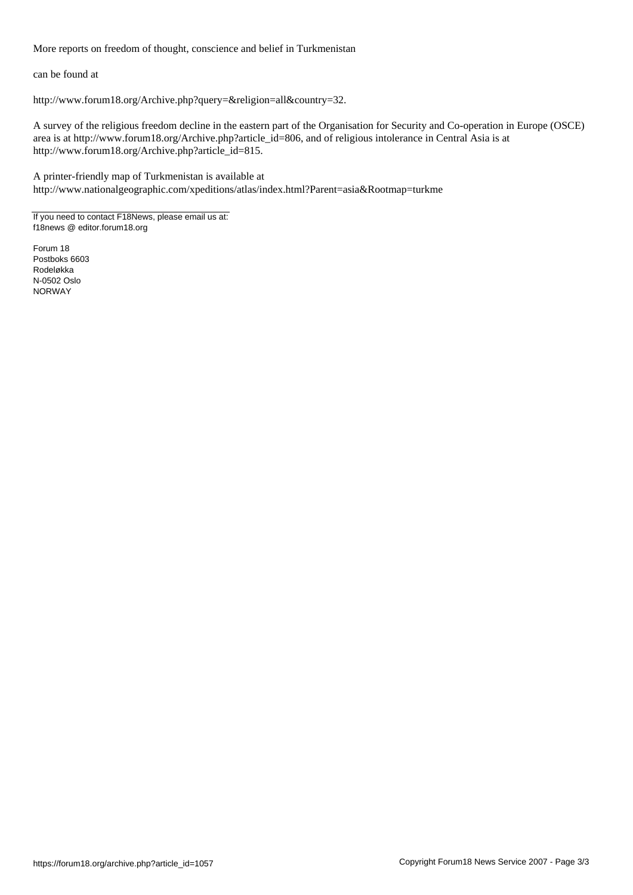More reports on freedom of thought, conscience and belief in Turkmenistan

can be found at

http://www.forum18.org/Archive.php?query=&religion=all&country=32.

A survey of the religious freedom decline in the eastern part of the Organisation for Security and Co-operation in Europe (OSCE) area is at http://www.forum18.org/Archive.php?article_id=806, and of religious intolerance in Central Asia is at http://www.forum18.org/Archive.php?article_id=815.

A printer-friendly map of Turkmenistan is available at http://www.nationalgeographic.com/xpeditions/atlas/index.html?Parent=asia&Rootmap=turkme

---

If you need to contact F18News, please email us at:
f18news @ editor.forum18.org

Forum 18
Postboks 6603
Rodeløkka
N-0502 Oslo
NORWAY